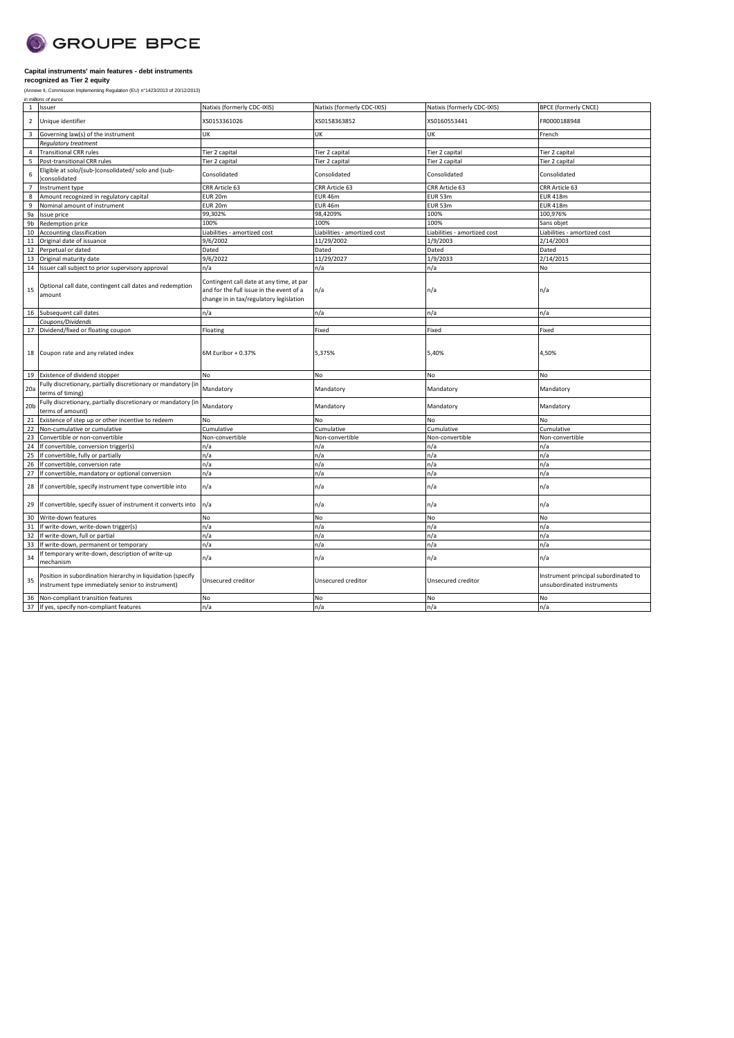GROUPE BPCE

**Capital instruments' main features - debt instruments recognized as Tier 2 equity**

(Annexe II, Commission Implementing Regulation (EU) n°1423/2013 of 20/12/2013)

*in millions of euros*

| | | | | | |
|---|---|---|---|---|---|
| 1 | Issuer | Natixis (formerly CDC-IXIS) | Natixis (formerly CDC-IXIS) | Natixis (formerly CDC-IXIS) | BPCE (formerly CNCE) |
| 2 | Unique identifier | XS0153361026 | XS0158363852 | XS0160553441 | FR0000188948 |
| 3 | Governing law(s) of the instrument | UK | UK | UK | French |
| | *Regulatory treatment* | | | | |
| 4 | Transitional CRR rules | Tier 2 capital | Tier 2 capital | Tier 2 capital | Tier 2 capital |
| 5 | Post-transitional CRR rules | Tier 2 capital | Tier 2 capital | Tier 2 capital | Tier 2 capital |
| 6 | Eligible at solo/(sub-)consolidated/ solo and (sub-)consolidated | Consolidated | Consolidated | Consolidated | Consolidated |
| 7 | Instrument type | CRR Article 63 | CRR Article 63 | CRR Article 63 | CRR Article 63 |
| 8 | Amount recognized in regulatory capital | EUR 20m | EUR 46m | EUR 53m | EUR 418m |
| 9 | Nominal amount of instrument | EUR 20m | EUR 46m | EUR 53m | EUR 418m |
| 9a | Issue price | 99,302% | 98,4209% | 100% | 100,976% |
| 9b | Redemption price | 100% | 100% | 100% | Sans objet |
| 10 | Accounting classification | Liabilities - amortized cost | Liabilities - amortized cost | Liabilities - amortized cost | Liabilities - amortized cost |
| 11 | Original date of issuance | 9/6/2002 | 11/29/2002 | 1/9/2003 | 2/14/2003 |
| 12 | Perpetual or dated | Dated | Dated | Dated | Dated |
| 13 | Original maturity date | 9/6/2022 | 11/29/2027 | 1/9/2033 | 2/14/2015 |
| 14 | Issuer call subject to prior supervisory approval | n/a | n/a | n/a | No |
| 15 | Optional call date, contingent call dates and redemption amount | Contingent call date at any time, at par and for the full issue in the event of a change in in tax/regulatory legislation | n/a | n/a | n/a |
| 16 | Subsequent call dates | n/a | n/a | n/a | n/a |
| | *Coupons/Dividends* | | | | |
| 17 | Dividend/fixed or floating coupon | Floating | Fixed | Fixed | Fixed |
| 18 | Coupon rate and any related index | 6M Euribor + 0.37% | 5,375% | 5,40% | 4,50% |
| 19 | Existence of dividend stopper | No | No | No | No |
| 20a | Fully discretionary, partially discretionary or mandatory (in terms of timing) | Mandatory | Mandatory | Mandatory | Mandatory |
| 20b | Fully discretionary, partially discretionary or mandatory (in terms of amount) | Mandatory | Mandatory | Mandatory | Mandatory |
| 21 | Existence of step up or other incentive to redeem | No | No | No | No |
| 22 | Non-cumulative or cumulative | Cumulative | Cumulative | Cumulative | Cumulative |
| 23 | Convertible or non-convertible | Non-convertible | Non-convertible | Non-convertible | Non-convertible |
| 24 | If convertible, conversion trigger(s) | n/a | n/a | n/a | n/a |
| 25 | If convertible, fully or partially | n/a | n/a | n/a | n/a |
| 26 | If convertible, conversion rate | n/a | n/a | n/a | n/a |
| 27 | If convertible, mandatory or optional conversion | n/a | n/a | n/a | n/a |
| 28 | If convertible, specify instrument type convertible into | n/a | n/a | n/a | n/a |
| 29 | If convertible, specify issuer of instrument it converts into | n/a | n/a | n/a | n/a |
| 30 | Write-down features | No | No | No | No |
| 31 | If write-down, write-down trigger(s) | n/a | n/a | n/a | n/a |
| 32 | If write-down, full or partial | n/a | n/a | n/a | n/a |
| 33 | If write-down, permanent or temporary | n/a | n/a | n/a | n/a |
| 34 | If temporary write-down, description of write-up mechanism | n/a | n/a | n/a | n/a |
| 35 | Position in subordination hierarchy in liquidation (specify instrument type immediately senior to instrument) | Unsecured creditor | Unsecured creditor | Unsecured creditor | Instrument principal subordinated to unsubordinated instruments |
| 36 | Non-compliant transition features | No | No | No | No |
| 37 | If yes, specify non-compliant features | n/a | n/a | n/a | n/a |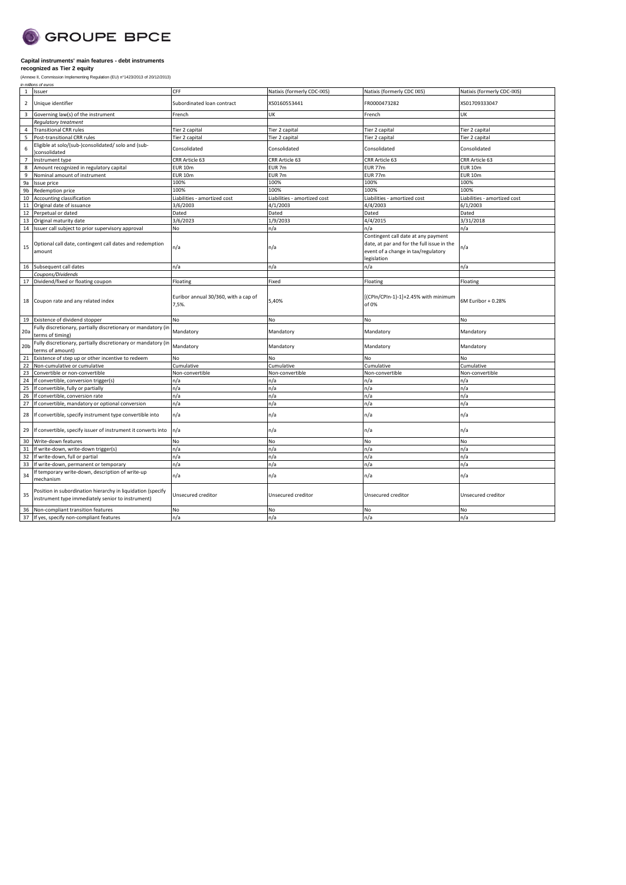GROUPE BPCE

**Capital instruments' main features - debt instruments recognized as Tier 2 equity**

(Annexe II, Commission Implementing Regulation (EU) n°1423/2013 of 20/12/2013)

*in millions of euros*

| | | | | | |
|---|---|---|---|---|---|
| 1 | Issuer | CFF | Natixis (formerly CDC-IXIS) | Natixis (formerly CDC IXIS) | Natixis (formerly CDC-IXIS) |
| 2 | Unique identifier | Subordinated loan contract | XS0160553441 | FR0000473282 | XS01709333047 |
| 3 | Governing law(s) of the instrument | French | UK | French | UK |
| | *Regulatory treatment* | | | | |
| 4 | Transitional CRR rules | Tier 2 capital | Tier 2 capital | Tier 2 capital | Tier 2 capital |
| 5 | Post-transitional CRR rules | Tier 2 capital | Tier 2 capital | Tier 2 capital | Tier 2 capital |
| 6 | Eligible at solo/(sub-)consolidated/ solo and (sub-)consolidated | Consolidated | Consolidated | Consolidated | Consolidated |
| 7 | Instrument type | CRR Article 63 | CRR Article 63 | CRR Article 63 | CRR Article 63 |
| 8 | Amount recognized in regulatory capital | EUR 10m | EUR 7m | EUR 77m | EUR 10m |
| 9 | Nominal amount of instrument | EUR 10m | EUR 7m | EUR 77m | EUR 10m |
| 9a | Issue price | 100% | 100% | 100% | 100% |
| 9b | Redemption price | 100% | 100% | 100% | 100% |
| 10 | Accounting classification | Liabilities - amortized cost | Liabilities - amortized cost | Liabilities - amortized cost | Liabilities - amortized cost |
| 11 | Original date of issuance | 3/6/2003 | 4/1/2003 | 4/4/2003 | 6/1/2003 |
| 12 | Perpetual or dated | Dated | Dated | Dated | Dated |
| 13 | Original maturity date | 3/6/2023 | 1/9/2033 | 4/4/2015 | 3/31/2018 |
| 14 | Issuer call subject to prior supervisory approval | No | n/a | n/a | n/a |
| 15 | Optional call date, contingent call dates and redemption amount | n/a | n/a | Contingent call date at any payment date, at par and for the full issue in the event of a change in tax/regulatory legislation | n/a |
| 16 | Subsequent call dates | n/a | n/a | n/a | n/a |
| | *Coupons/Dividends* | | | | |
| 17 | Dividend/fixed or floating coupon | Floating | Fixed | Floating | Floating |
| 18 | Coupon rate and any related index | Euribor annual 30/360, with a cap of 7,5%. | 5,40% | [(CPIn/CPIn-1)-1]+2.45% with minimum of 0% | 6M Euribor + 0.28% |
| 19 | Existence of dividend stopper | No | No | No | No |
| 20a | Fully discretionary, partially discretionary or mandatory (in terms of timing) | Mandatory | Mandatory | Mandatory | Mandatory |
| 20b | Fully discretionary, partially discretionary or mandatory (in terms of amount) | Mandatory | Mandatory | Mandatory | Mandatory |
| 21 | Existence of step up or other incentive to redeem | No | No | No | No |
| 22 | Non-cumulative or cumulative | Cumulative | Cumulative | Cumulative | Cumulative |
| 23 | Convertible or non-convertible | Non-convertible | Non-convertible | Non-convertible | Non-convertible |
| 24 | If convertible, conversion trigger(s) | n/a | n/a | n/a | n/a |
| 25 | If convertible, fully or partially | n/a | n/a | n/a | n/a |
| 26 | If convertible, conversion rate | n/a | n/a | n/a | n/a |
| 27 | If convertible, mandatory or optional conversion | n/a | n/a | n/a | n/a |
| 28 | If convertible, specify instrument type convertible into | n/a | n/a | n/a | n/a |
| 29 | If convertible, specify issuer of instrument it converts into | n/a | n/a | n/a | n/a |
| 30 | Write-down features | No | No | No | No |
| 31 | If write-down, write-down trigger(s) | n/a | n/a | n/a | n/a |
| 32 | If write-down, full or partial | n/a | n/a | n/a | n/a |
| 33 | If write-down, permanent or temporary | n/a | n/a | n/a | n/a |
| 34 | If temporary write-down, description of write-up mechanism | n/a | n/a | n/a | n/a |
| 35 | Position in subordination hierarchy in liquidation (specify instrument type immediately senior to instrument) | Unsecured creditor | Unsecured creditor | Unsecured creditor | Unsecured creditor |
| 36 | Non-compliant transition features | No | No | No | No |
| 37 | If yes, specify non-compliant features | n/a | n/a | n/a | n/a |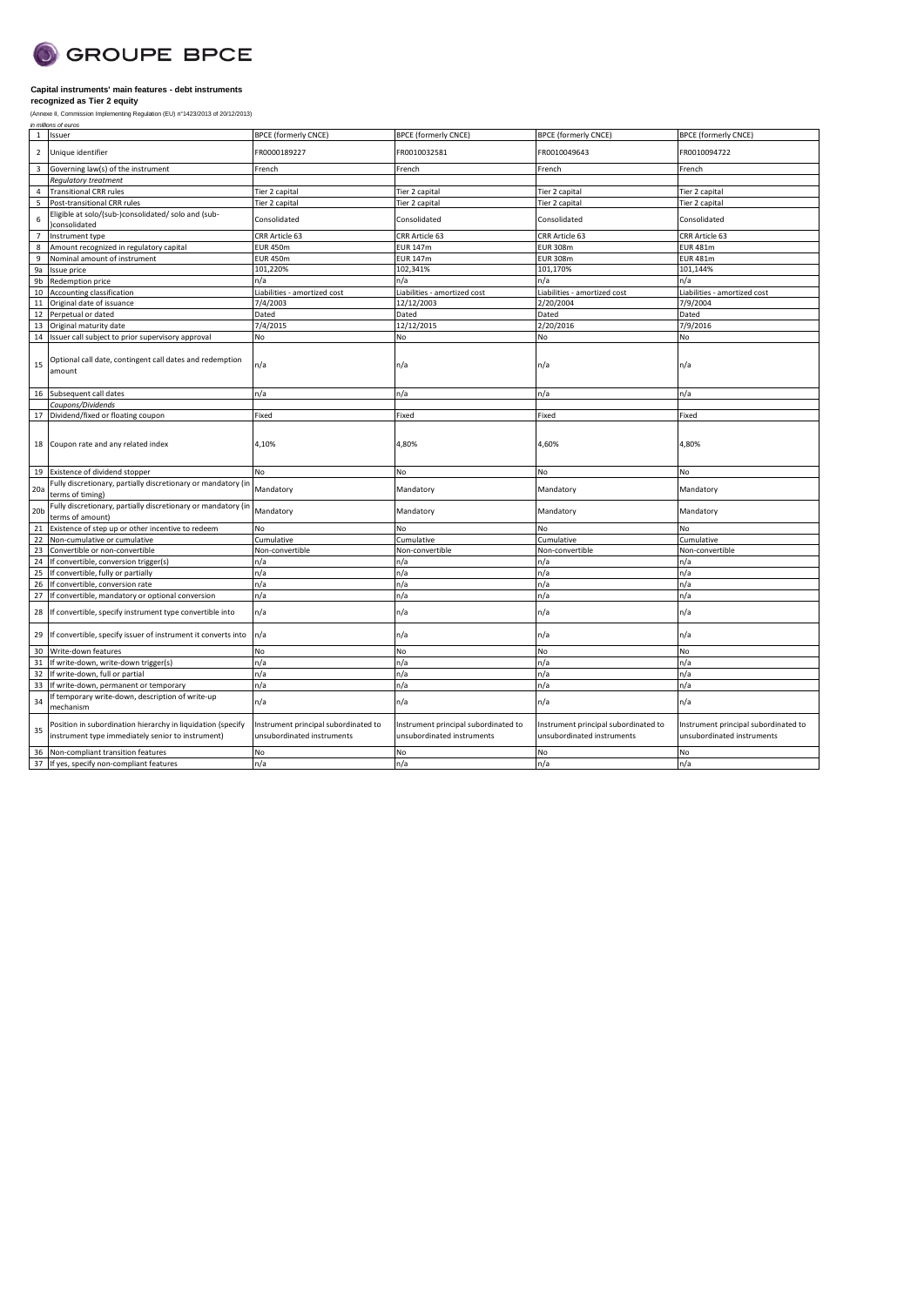**Capital instruments' main features - debt instruments recognized as Tier 2 equity**

(Annexe II, Commission Implementing Regulation (EU) n°1423/2013 of 20/12/2013)

*in millions of euros*

| | | | | | |
|---|---|---|---|---|---|
| 1 | Issuer | BPCE (formerly CNCE) | BPCE (formerly CNCE) | BPCE (formerly CNCE) | BPCE (formerly CNCE) |
| 2 | Unique identifier | FR0000189227 | FR0010032581 | FR0010049643 | FR0010094722 |
| 3 | Governing law(s) of the instrument | French | French | French | French |
| | *Regulatory treatment* | | | | |
| 4 | Transitional CRR rules | Tier 2 capital | Tier 2 capital | Tier 2 capital | Tier 2 capital |
| 5 | Post-transitional CRR rules | Tier 2 capital | Tier 2 capital | Tier 2 capital | Tier 2 capital |
| 6 | Eligible at solo/(sub-)consolidated/ solo and (sub-)consolidated | Consolidated | Consolidated | Consolidated | Consolidated |
| 7 | Instrument type | CRR Article 63 | CRR Article 63 | CRR Article 63 | CRR Article 63 |
| 8 | Amount recognized in regulatory capital | EUR 450m | EUR 147m | EUR 308m | EUR 481m |
| 9 | Nominal amount of instrument | EUR 450m | EUR 147m | EUR 308m | EUR 481m |
| 9a | Issue price | 101,220% | 102,341% | 101,170% | 101,144% |
| 9b | Redemption price | n/a | n/a | n/a | n/a |
| 10 | Accounting classification | Liabilities - amortized cost | Liabilities - amortized cost | Liabilities - amortized cost | Liabilities - amortized cost |
| 11 | Original date of issuance | 7/4/2003 | 12/12/2003 | 2/20/2004 | 7/9/2004 |
| 12 | Perpetual or dated | Dated | Dated | Dated | Dated |
| 13 | Original maturity date | 7/4/2015 | 12/12/2015 | 2/20/2016 | 7/9/2016 |
| 14 | Issuer call subject to prior supervisory approval | No | No | No | No |
| 15 | Optional call date, contingent call dates and redemption amount | n/a | n/a | n/a | n/a |
| 16 | Subsequent call dates | n/a | n/a | n/a | n/a |
| | *Coupons/Dividends* | | | | |
| 17 | Dividend/fixed or floating coupon | Fixed | Fixed | Fixed | Fixed |
| 18 | Coupon rate and any related index | 4,10% | 4,80% | 4,60% | 4,80% |
| 19 | Existence of dividend stopper | No | No | No | No |
| 20a | Fully discretionary, partially discretionary or mandatory (in terms of timing) | Mandatory | Mandatory | Mandatory | Mandatory |
| 20b | Fully discretionary, partially discretionary or mandatory (in terms of amount) | Mandatory | Mandatory | Mandatory | Mandatory |
| 21 | Existence of step up or other incentive to redeem | No | No | No | No |
| 22 | Non-cumulative or cumulative | Cumulative | Cumulative | Cumulative | Cumulative |
| 23 | Convertible or non-convertible | Non-convertible | Non-convertible | Non-convertible | Non-convertible |
| 24 | If convertible, conversion trigger(s) | n/a | n/a | n/a | n/a |
| 25 | If convertible, fully or partially | n/a | n/a | n/a | n/a |
| 26 | If convertible, conversion rate | n/a | n/a | n/a | n/a |
| 27 | If convertible, mandatory or optional conversion | n/a | n/a | n/a | n/a |
| 28 | If convertible, specify instrument type convertible into | n/a | n/a | n/a | n/a |
| 29 | If convertible, specify issuer of instrument it converts into | n/a | n/a | n/a | n/a |
| 30 | Write-down features | No | No | No | No |
| 31 | If write-down, write-down trigger(s) | n/a | n/a | n/a | n/a |
| 32 | If write-down, full or partial | n/a | n/a | n/a | n/a |
| 33 | If write-down, permanent or temporary | n/a | n/a | n/a | n/a |
| 34 | If temporary write-down, description of write-up mechanism | n/a | n/a | n/a | n/a |
| 35 | Position in subordination hierarchy in liquidation (specify instrument type immediately senior to instrument) | Instrument principal subordinated to unsubordinated instruments | Instrument principal subordinated to unsubordinated instruments | Instrument principal subordinated to unsubordinated instruments | Instrument principal subordinated to unsubordinated instruments |
| 36 | Non-compliant transition features | No | No | No | No |
| 37 | If yes, specify non-compliant features | n/a | n/a | n/a | n/a |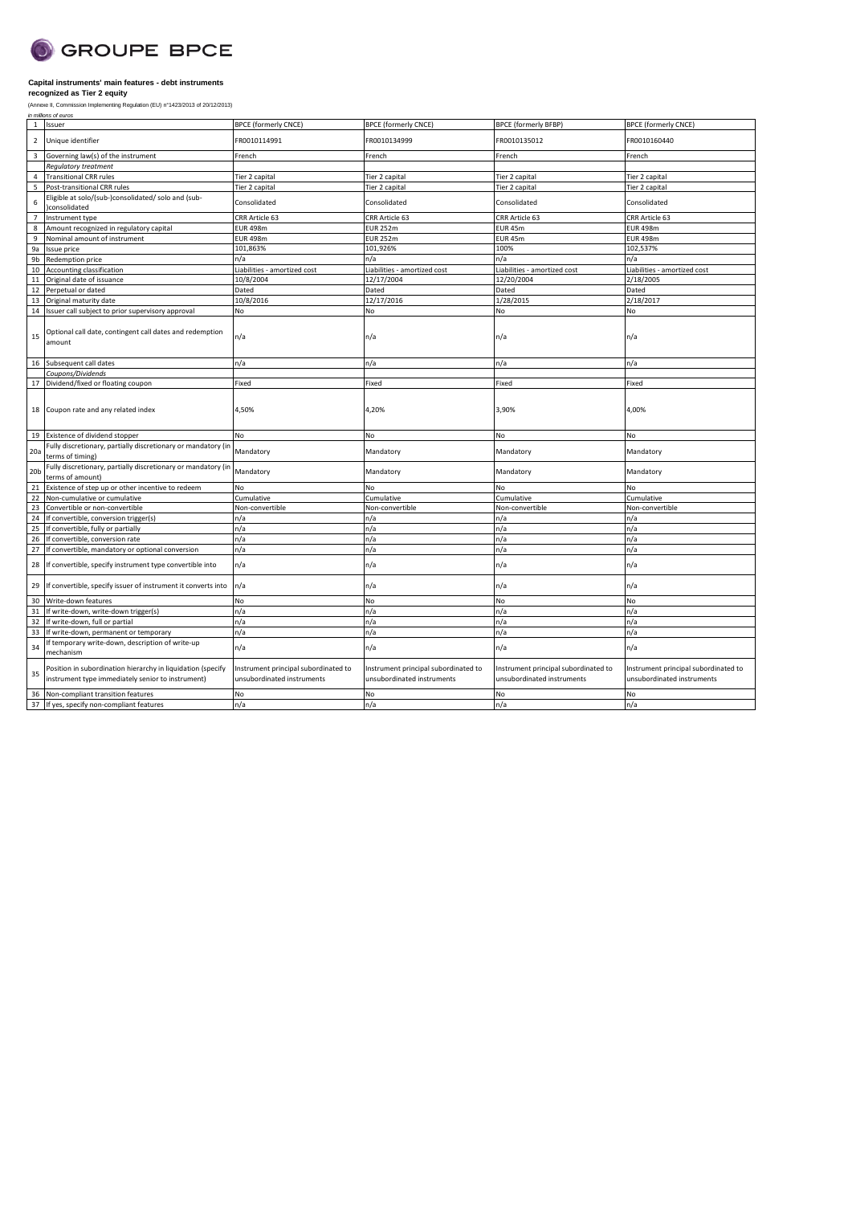**GROUPE BPCE**

**Capital instruments' main features - debt instruments recognized as Tier 2 equity**

(Annexe II, Commission Implementing Regulation (EU) n°1423/2013 of 20/12/2013)

*in millions of euros*

| | | | | | |
|---|---|---|---|---|---|
| 1 | Issuer | BPCE (formerly CNCE) | BPCE (formerly CNCE) | BPCE (formerly BFBP) | BPCE (formerly CNCE) |
| 2 | Unique identifier | FR0010114991 | FR0010134999 | FR0010135012 | FR0010160440 |
| 3 | Governing law(s) of the instrument | French | French | French | French |
| | *Regulatory treatment* | | | | |
| 4 | Transitional CRR rules | Tier 2 capital | Tier 2 capital | Tier 2 capital | Tier 2 capital |
| 5 | Post-transitional CRR rules | Tier 2 capital | Tier 2 capital | Tier 2 capital | Tier 2 capital |
| 6 | Eligible at solo/(sub-)consolidated/ solo and (sub-)consolidated | Consolidated | Consolidated | Consolidated | Consolidated |
| 7 | Instrument type | CRR Article 63 | CRR Article 63 | CRR Article 63 | CRR Article 63 |
| 8 | Amount recognized in regulatory capital | EUR 498m | EUR 252m | EUR 45m | EUR 498m |
| 9 | Nominal amount of instrument | EUR 498m | EUR 252m | EUR 45m | EUR 498m |
| 9a | Issue price | 101,863% | 101,926% | 100% | 102,537% |
| 9b | Redemption price | n/a | n/a | n/a | n/a |
| 10 | Accounting classification | Liabilities - amortized cost | Liabilities - amortized cost | Liabilities - amortized cost | Liabilities - amortized cost |
| 11 | Original date of issuance | 10/8/2004 | 12/17/2004 | 12/20/2004 | 2/18/2005 |
| 12 | Perpetual or dated | Dated | Dated | Dated | Dated |
| 13 | Original maturity date | 10/8/2016 | 12/17/2016 | 1/28/2015 | 2/18/2017 |
| 14 | Issuer call subject to prior supervisory approval | No | No | No | No |
| 15 | Optional call date, contingent call dates and redemption amount | n/a | n/a | n/a | n/a |
| 16 | Subsequent call dates | n/a | n/a | n/a | n/a |
| | *Coupons/Dividends* | | | | |
| 17 | Dividend/fixed or floating coupon | Fixed | Fixed | Fixed | Fixed |
| 18 | Coupon rate and any related index | 4,50% | 4,20% | 3,90% | 4,00% |
| 19 | Existence of dividend stopper | No | No | No | No |
| 20a | Fully discretionary, partially discretionary or mandatory (in terms of timing) | Mandatory | Mandatory | Mandatory | Mandatory |
| 20b | Fully discretionary, partially discretionary or mandatory (in terms of amount) | Mandatory | Mandatory | Mandatory | Mandatory |
| 21 | Existence of step up or other incentive to redeem | No | No | No | No |
| 22 | Non-cumulative or cumulative | Cumulative | Cumulative | Cumulative | Cumulative |
| 23 | Convertible or non-convertible | Non-convertible | Non-convertible | Non-convertible | Non-convertible |
| 24 | If convertible, conversion trigger(s) | n/a | n/a | n/a | n/a |
| 25 | If convertible, fully or partially | n/a | n/a | n/a | n/a |
| 26 | If convertible, conversion rate | n/a | n/a | n/a | n/a |
| 27 | If convertible, mandatory or optional conversion | n/a | n/a | n/a | n/a |
| 28 | If convertible, specify instrument type convertible into | n/a | n/a | n/a | n/a |
| 29 | If convertible, specify issuer of instrument it converts into | n/a | n/a | n/a | n/a |
| 30 | Write-down features | No | No | No | No |
| 31 | If write-down, write-down trigger(s) | n/a | n/a | n/a | n/a |
| 32 | If write-down, full or partial | n/a | n/a | n/a | n/a |
| 33 | If write-down, permanent or temporary | n/a | n/a | n/a | n/a |
| 34 | If temporary write-down, description of write-up mechanism | n/a | n/a | n/a | n/a |
| 35 | Position in subordination hierarchy in liquidation (specify instrument type immediately senior to instrument) | Instrument principal subordinated to unsubordinated instruments | Instrument principal subordinated to unsubordinated instruments | Instrument principal subordinated to unsubordinated instruments | Instrument principal subordinated to unsubordinated instruments |
| 36 | Non-compliant transition features | No | No | No | No |
| 37 | If yes, specify non-compliant features | n/a | n/a | n/a | n/a |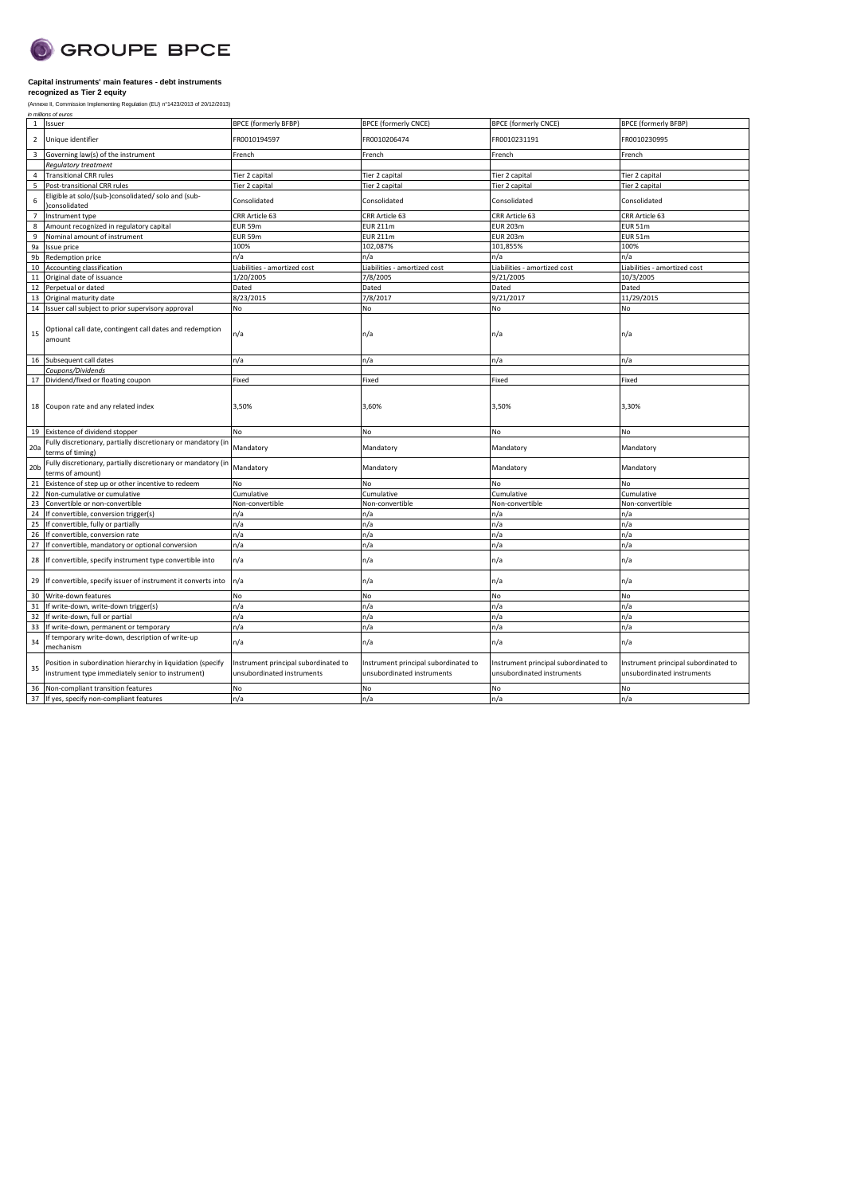GROUPE BPCE

**Capital instruments' main features - debt instruments recognized as Tier 2 equity**

(Annexe II, Commission Implementing Regulation (EU) n°1423/2013 of 20/12/2013)

*in millions of euros*

| | | | | | |
|---|---|---|---|---|---|
| 1 | Issuer | BPCE (formerly BFBP) | BPCE (formerly CNCE) | BPCE (formerly CNCE) | BPCE (formerly BFBP) |
| 2 | Unique identifier | FR0010194597 | FR0010206474 | FR0010231191 | FR0010230995 |
| 3 | Governing law(s) of the instrument | French | French | French | French |
| | *Regulatory treatment* | | | | |
| 4 | Transitional CRR rules | Tier 2 capital | Tier 2 capital | Tier 2 capital | Tier 2 capital |
| 5 | Post-transitional CRR rules | Tier 2 capital | Tier 2 capital | Tier 2 capital | Tier 2 capital |
| 6 | Eligible at solo/(sub-)consolidated/ solo and (sub-)consolidated | Consolidated | Consolidated | Consolidated | Consolidated |
| 7 | Instrument type | CRR Article 63 | CRR Article 63 | CRR Article 63 | CRR Article 63 |
| 8 | Amount recognized in regulatory capital | EUR 59m | EUR 211m | EUR 203m | EUR 51m |
| 9 | Nominal amount of instrument | EUR 59m | EUR 211m | EUR 203m | EUR 51m |
| 9a | Issue price | 100% | 102,087% | 101,855% | 100% |
| 9b | Redemption price | n/a | n/a | n/a | n/a |
| 10 | Accounting classification | Liabilities - amortized cost | Liabilities - amortized cost | Liabilities - amortized cost | Liabilities - amortized cost |
| 11 | Original date of issuance | 1/20/2005 | 7/8/2005 | 9/21/2005 | 10/3/2005 |
| 12 | Perpetual or dated | Dated | Dated | Dated | Dated |
| 13 | Original maturity date | 8/23/2015 | 7/8/2017 | 9/21/2017 | 11/29/2015 |
| 14 | Issuer call subject to prior supervisory approval | No | No | No | No |
| 15 | Optional call date, contingent call dates and redemption amount | n/a | n/a | n/a | n/a |
| 16 | Subsequent call dates | n/a | n/a | n/a | n/a |
| | *Coupons/Dividends* | | | | |
| 17 | Dividend/fixed or floating coupon | Fixed | Fixed | Fixed | Fixed |
| 18 | Coupon rate and any related index | 3,50% | 3,60% | 3,50% | 3,30% |
| 19 | Existence of dividend stopper | No | No | No | No |
| 20a | Fully discretionary, partially discretionary or mandatory (in terms of timing) | Mandatory | Mandatory | Mandatory | Mandatory |
| 20b | Fully discretionary, partially discretionary or mandatory (in terms of amount) | Mandatory | Mandatory | Mandatory | Mandatory |
| 21 | Existence of step up or other incentive to redeem | No | No | No | No |
| 22 | Non-cumulative or cumulative | Cumulative | Cumulative | Cumulative | Cumulative |
| 23 | Convertible or non-convertible | Non-convertible | Non-convertible | Non-convertible | Non-convertible |
| 24 | If convertible, conversion trigger(s) | n/a | n/a | n/a | n/a |
| 25 | If convertible, fully or partially | n/a | n/a | n/a | n/a |
| 26 | If convertible, conversion rate | n/a | n/a | n/a | n/a |
| 27 | If convertible, mandatory or optional conversion | n/a | n/a | n/a | n/a |
| 28 | If convertible, specify instrument type convertible into | n/a | n/a | n/a | n/a |
| 29 | If convertible, specify issuer of instrument it converts into | n/a | n/a | n/a | n/a |
| 30 | Write-down features | No | No | No | No |
| 31 | If write-down, write-down trigger(s) | n/a | n/a | n/a | n/a |
| 32 | If write-down, full or partial | n/a | n/a | n/a | n/a |
| 33 | If write-down, permanent or temporary | n/a | n/a | n/a | n/a |
| 34 | If temporary write-down, description of write-up mechanism | n/a | n/a | n/a | n/a |
| 35 | Position in subordination hierarchy in liquidation (specify instrument type immediately senior to instrument) | Instrument principal subordinated to unsubordinated instruments | Instrument principal subordinated to unsubordinated instruments | Instrument principal subordinated to unsubordinated instruments | Instrument principal subordinated to unsubordinated instruments |
| 36 | Non-compliant transition features | No | No | No | No |
| 37 | If yes, specify non-compliant features | n/a | n/a | n/a | n/a |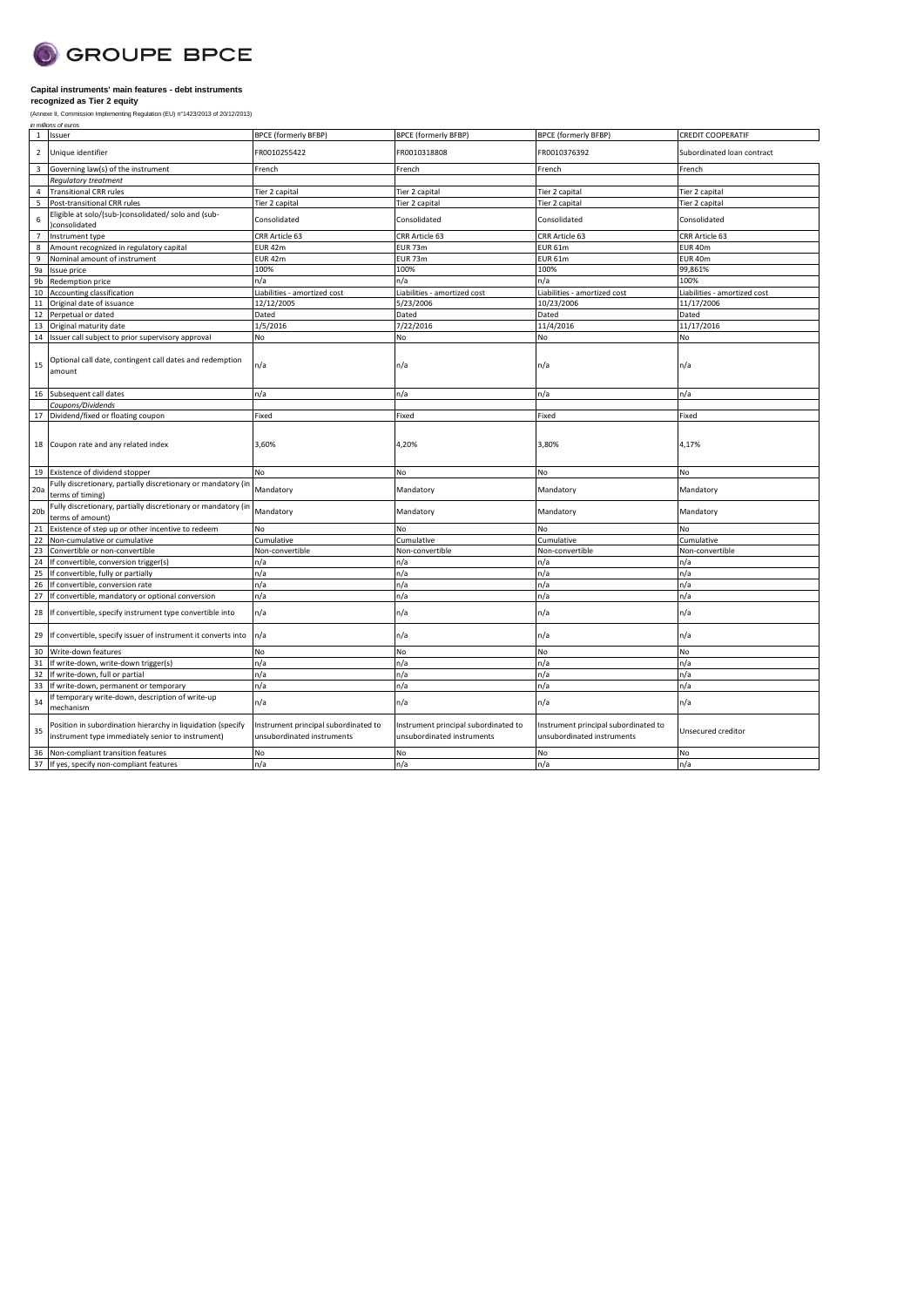GROUPE BPCE

**Capital instruments' main features - debt instruments recognized as Tier 2 equity**

(Annexe II, Commission Implementing Regulation (EU) n°1423/2013 of 20/12/2013)

*in millions of euros*

| | | | | | |
|---|---|---|---|---|---|
| 1 | Issuer | BPCE (formerly BFBP) | BPCE (formerly BFBP) | BPCE (formerly BFBP) | CREDIT COOPERATIF |
| 2 | Unique identifier | FR0010255422 | FR0010318808 | FR0010376392 | Subordinated loan contract |
| 3 | Governing law(s) of the instrument | French | French | French | French |
| | *Regulatory treatment* | | | | |
| 4 | Transitional CRR rules | Tier 2 capital | Tier 2 capital | Tier 2 capital | Tier 2 capital |
| 5 | Post-transitional CRR rules | Tier 2 capital | Tier 2 capital | Tier 2 capital | Tier 2 capital |
| 6 | Eligible at solo/(sub-)consolidated/ solo and (sub-)consolidated | Consolidated | Consolidated | Consolidated | Consolidated |
| 7 | Instrument type | CRR Article 63 | CRR Article 63 | CRR Article 63 | CRR Article 63 |
| 8 | Amount recognized in regulatory capital | EUR 42m | EUR 73m | EUR 61m | EUR 40m |
| 9 | Nominal amount of instrument | EUR 42m | EUR 73m | EUR 61m | EUR 40m |
| 9a | Issue price | 100% | 100% | 100% | 99,861% |
| 9b | Redemption price | n/a | n/a | n/a | 100% |
| 10 | Accounting classification | Liabilities - amortized cost | Liabilities - amortized cost | Liabilities - amortized cost | Liabilities - amortized cost |
| 11 | Original date of issuance | 12/12/2005 | 5/23/2006 | 10/23/2006 | 11/17/2006 |
| 12 | Perpetual or dated | Dated | Dated | Dated | Dated |
| 13 | Original maturity date | 1/5/2016 | 7/22/2016 | 11/4/2016 | 11/17/2016 |
| 14 | Issuer call subject to prior supervisory approval | No | No | No | No |
| 15 | Optional call date, contingent call dates and redemption amount | n/a | n/a | n/a | n/a |
| 16 | Subsequent call dates | n/a | n/a | n/a | n/a |
| | *Coupons/Dividends* | | | | |
| 17 | Dividend/fixed or floating coupon | Fixed | Fixed | Fixed | Fixed |
| 18 | Coupon rate and any related index | 3,60% | 4,20% | 3,80% | 4,17% |
| 19 | Existence of dividend stopper | No | No | No | No |
| 20a | Fully discretionary, partially discretionary or mandatory (in terms of timing) | Mandatory | Mandatory | Mandatory | Mandatory |
| 20b | Fully discretionary, partially discretionary or mandatory (in terms of amount) | Mandatory | Mandatory | Mandatory | Mandatory |
| 21 | Existence of step up or other incentive to redeem | No | No | No | No |
| 22 | Non-cumulative or cumulative | Cumulative | Cumulative | Cumulative | Cumulative |
| 23 | Convertible or non-convertible | Non-convertible | Non-convertible | Non-convertible | Non-convertible |
| 24 | If convertible, conversion trigger(s) | n/a | n/a | n/a | n/a |
| 25 | If convertible, fully or partially | n/a | n/a | n/a | n/a |
| 26 | If convertible, conversion rate | n/a | n/a | n/a | n/a |
| 27 | If convertible, mandatory or optional conversion | n/a | n/a | n/a | n/a |
| 28 | If convertible, specify instrument type convertible into | n/a | n/a | n/a | n/a |
| 29 | If convertible, specify issuer of instrument it converts into | n/a | n/a | n/a | n/a |
| 30 | Write-down features | No | No | No | No |
| 31 | If write-down, write-down trigger(s) | n/a | n/a | n/a | n/a |
| 32 | If write-down, full or partial | n/a | n/a | n/a | n/a |
| 33 | If write-down, permanent or temporary | n/a | n/a | n/a | n/a |
| 34 | If temporary write-down, description of write-up mechanism | n/a | n/a | n/a | n/a |
| 35 | Position in subordination hierarchy in liquidation (specify instrument type immediately senior to instrument) | Instrument principal subordinated to unsubordinated instruments | Instrument principal subordinated to unsubordinated instruments | Instrument principal subordinated to unsubordinated instruments | Unsecured creditor |
| 36 | Non-compliant transition features | No | No | No | No |
| 37 | If yes, specify non-compliant features | n/a | n/a | n/a | n/a |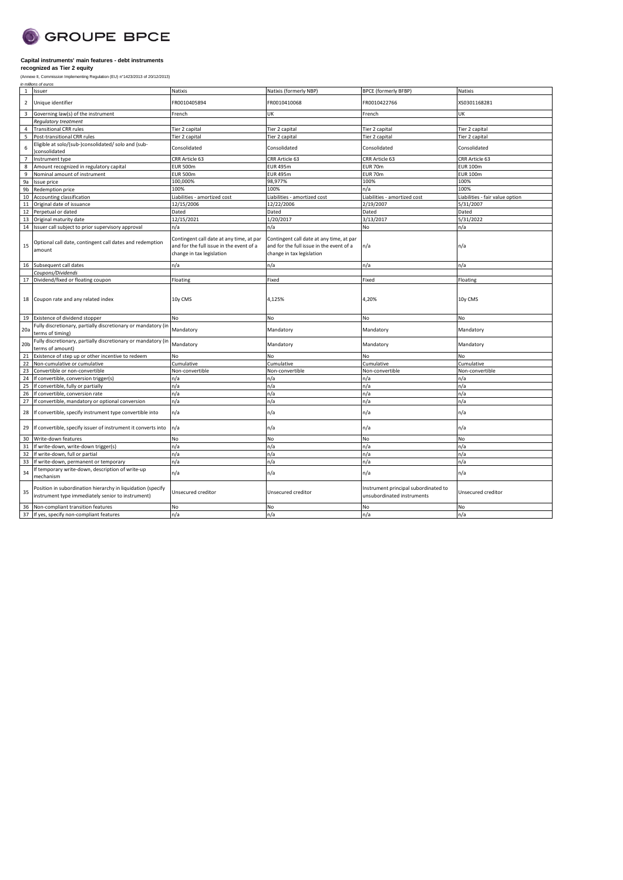GROUPE BPCE

**Capital instruments' main features - debt instruments recognized as Tier 2 equity**

(Annexe II, Commission Implementing Regulation (EU) n°1423/2013 of 20/12/2013)

*in millions of euros*

| | | | | | |
|---|---|---|---|---|---|
| 1 | Issuer | Natixis | Natixis (formerly NBP) | BPCE (formerly BFBP) | Natixis |
| 2 | Unique identifier | FR0010405894 | FR0010410068 | FR0010422766 | XS0301168281 |
| 3 | Governing law(s) of the instrument | French | UK | French | UK |
| | *Regulatory treatment* | | | | |
| 4 | Transitional CRR rules | Tier 2 capital | Tier 2 capital | Tier 2 capital | Tier 2 capital |
| 5 | Post-transitional CRR rules | Tier 2 capital | Tier 2 capital | Tier 2 capital | Tier 2 capital |
| 6 | Eligible at solo/(sub-)consolidated/ solo and (sub-)consolidated | Consolidated | Consolidated | Consolidated | Consolidated |
| 7 | Instrument type | CRR Article 63 | CRR Article 63 | CRR Article 63 | CRR Article 63 |
| 8 | Amount recognized in regulatory capital | EUR 500m | EUR 495m | EUR 70m | EUR 100m |
| 9 | Nominal amount of instrument | EUR 500m | EUR 495m | EUR 70m | EUR 100m |
| 9a | Issue price | 100,000% | 98,977% | 100% | 100% |
| 9b | Redemption price | 100% | 100% | n/a | 100% |
| 10 | Accounting classification | Liabilities - amortized cost | Liabilities - amortized cost | Liabilities - amortized cost | Liabilities - fair value option |
| 11 | Original date of issuance | 12/15/2006 | 12/22/2006 | 2/19/2007 | 5/31/2007 |
| 12 | Perpetual or dated | Dated | Dated | Dated | Dated |
| 13 | Original maturity date | 12/15/2021 | 1/20/2017 | 3/13/2017 | 5/31/2022 |
| 14 | Issuer call subject to prior supervisory approval | n/a | n/a | No | n/a |
| 15 | Optional call date, contingent call dates and redemption amount | Contingent call date at any time, at par and for the full issue in the event of a change in tax legislation | Contingent call date at any time, at par and for the full issue in the event of a change in tax legislation | n/a | n/a |
| 16 | Subsequent call dates | n/a | n/a | n/a | n/a |
| | *Coupons/Dividends* | | | | |
| 17 | Dividend/fixed or floating coupon | Floating | Fixed | Fixed | Floating |
| 18 | Coupon rate and any related index | 10y CMS | 4,125% | 4,20% | 10y CMS |
| 19 | Existence of dividend stopper | No | No | No | No |
| 20a | Fully discretionary, partially discretionary or mandatory (in terms of timing) | Mandatory | Mandatory | Mandatory | Mandatory |
| 20b | Fully discretionary, partially discretionary or mandatory (in terms of amount) | Mandatory | Mandatory | Mandatory | Mandatory |
| 21 | Existence of step up or other incentive to redeem | No | No | No | No |
| 22 | Non-cumulative or cumulative | Cumulative | Cumulative | Cumulative | Cumulative |
| 23 | Convertible or non-convertible | Non-convertible | Non-convertible | Non-convertible | Non-convertible |
| 24 | If convertible, conversion trigger(s) | n/a | n/a | n/a | n/a |
| 25 | If convertible, fully or partially | n/a | n/a | n/a | n/a |
| 26 | If convertible, conversion rate | n/a | n/a | n/a | n/a |
| 27 | If convertible, mandatory or optional conversion | n/a | n/a | n/a | n/a |
| 28 | If convertible, specify instrument type convertible into | n/a | n/a | n/a | n/a |
| 29 | If convertible, specify issuer of instrument it converts into | n/a | n/a | n/a | n/a |
| 30 | Write-down features | No | No | No | No |
| 31 | If write-down, write-down trigger(s) | n/a | n/a | n/a | n/a |
| 32 | If write-down, full or partial | n/a | n/a | n/a | n/a |
| 33 | If write-down, permanent or temporary | n/a | n/a | n/a | n/a |
| 34 | If temporary write-down, description of write-up mechanism | n/a | n/a | n/a | n/a |
| 35 | Position in subordination hierarchy in liquidation (specify instrument type immediately senior to instrument) | Unsecured creditor | Unsecured creditor | Instrument principal subordinated to unsubordinated instruments | Unsecured creditor |
| 36 | Non-compliant transition features | No | No | No | No |
| 37 | If yes, specify non-compliant features | n/a | n/a | n/a | n/a |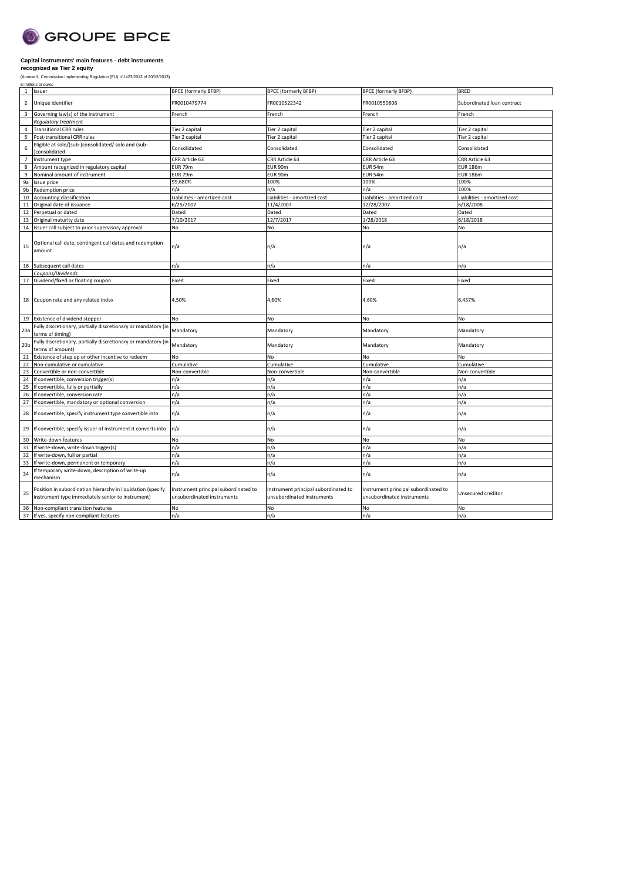GROUPE BPCE

**Capital instruments' main features - debt instruments recognized as Tier 2 equity**

(Annexe II, Commission Implementing Regulation (EU) n°1423/2013 of 20/12/2013)

*in millions of euros*

| | | | | | |
|---|---|---|---|---|---|
| 1 | Issuer | BPCE (formerly BFBP) | BPCE (formerly BFBP) | BPCE (formerly BFBP) | BRED |
| 2 | Unique identifier | FR0010479774 | FR0010522342 | FR0010550806 | Subordinated loan contract |
| 3 | Governing law(s) of the instrument | French | French | French | French |
| | *Regulatory treatment* | | | | |
| 4 | Transitional CRR rules | Tier 2 capital | Tier 2 capital | Tier 2 capital | Tier 2 capital |
| 5 | Post-transitional CRR rules | Tier 2 capital | Tier 2 capital | Tier 2 capital | Tier 2 capital |
| 6 | Eligible at solo/(sub-)consolidated/ solo and (sub-)consolidated | Consolidated | Consolidated | Consolidated | Consolidated |
| 7 | Instrument type | CRR Article 63 | CRR Article 63 | CRR Article 63 | CRR Article 63 |
| 8 | Amount recognized in regulatory capital | EUR 79m | EUR 90m | EUR 54m | EUR 186m |
| 9 | Nominal amount of instrument | EUR 79m | EUR 90m | EUR 54m | EUR 186m |
| 9a | Issue price | 99,680% | 100% | 100% | 100% |
| 9b | Redemption price | n/a | n/a | n/a | 100% |
| 10 | Accounting classification | Liabilities - amortized cost | Liabilities - amortized cost | Liabilities - amortized cost | Liabilities - amortized cost |
| 11 | Original date of issuance | 6/25/2007 | 11/4/2007 | 12/28/2007 | 6/18/2008 |
| 12 | Perpetual or dated | Dated | Dated | Dated | Dated |
| 13 | Original maturity date | 7/10/2017 | 12/7/2017 | 1/28/2018 | 6/18/2018 |
| 14 | Issuer call subject to prior supervisory approval | No | No | No | No |
| 15 | Optional call date, contingent call dates and redemption amount | n/a | n/a | n/a | n/a |
| 16 | Subsequent call dates | n/a | n/a | n/a | n/a |
| | *Coupons/Dividends* | | | | |
| 17 | Dividend/fixed or floating coupon | Fixed | Fixed | Fixed | Fixed |
| 18 | Coupon rate and any related index | 4,50% | 4,60% | 4,60% | 6,437% |
| 19 | Existence of dividend stopper | No | No | No | No |
| 20a | Fully discretionary, partially discretionary or mandatory (in terms of timing) | Mandatory | Mandatory | Mandatory | Mandatory |
| 20b | Fully discretionary, partially discretionary or mandatory (in terms of amount) | Mandatory | Mandatory | Mandatory | Mandatory |
| 21 | Existence of step up or other incentive to redeem | No | No | No | No |
| 22 | Non-cumulative or cumulative | Cumulative | Cumulative | Cumulative | Cumulative |
| 23 | Convertible or non-convertible | Non-convertible | Non-convertible | Non-convertible | Non-convertible |
| 24 | If convertible, conversion trigger(s) | n/a | n/a | n/a | n/a |
| 25 | If convertible, fully or partially | n/a | n/a | n/a | n/a |
| 26 | If convertible, conversion rate | n/a | n/a | n/a | n/a |
| 27 | If convertible, mandatory or optional conversion | n/a | n/a | n/a | n/a |
| 28 | If convertible, specify instrument type convertible into | n/a | n/a | n/a | n/a |
| 29 | If convertible, specify issuer of instrument it converts into | n/a | n/a | n/a | n/a |
| 30 | Write-down features | No | No | No | No |
| 31 | If write-down, write-down trigger(s) | n/a | n/a | n/a | n/a |
| 32 | If write-down, full or partial | n/a | n/a | n/a | n/a |
| 33 | If write-down, permanent or temporary | n/a | n/a | n/a | n/a |
| 34 | If temporary write-down, description of write-up mechanism | n/a | n/a | n/a | n/a |
| 35 | Position in subordination hierarchy in liquidation (specify instrument type immediately senior to instrument) | Instrument principal subordinated to unsubordinated instruments | Instrument principal subordinated to unsubordinated instruments | Instrument principal subordinated to unsubordinated instruments | Unsecured creditor |
| 36 | Non-compliant transition features | No | No | No | No |
| 37 | If yes, specify non-compliant features | n/a | n/a | n/a | n/a |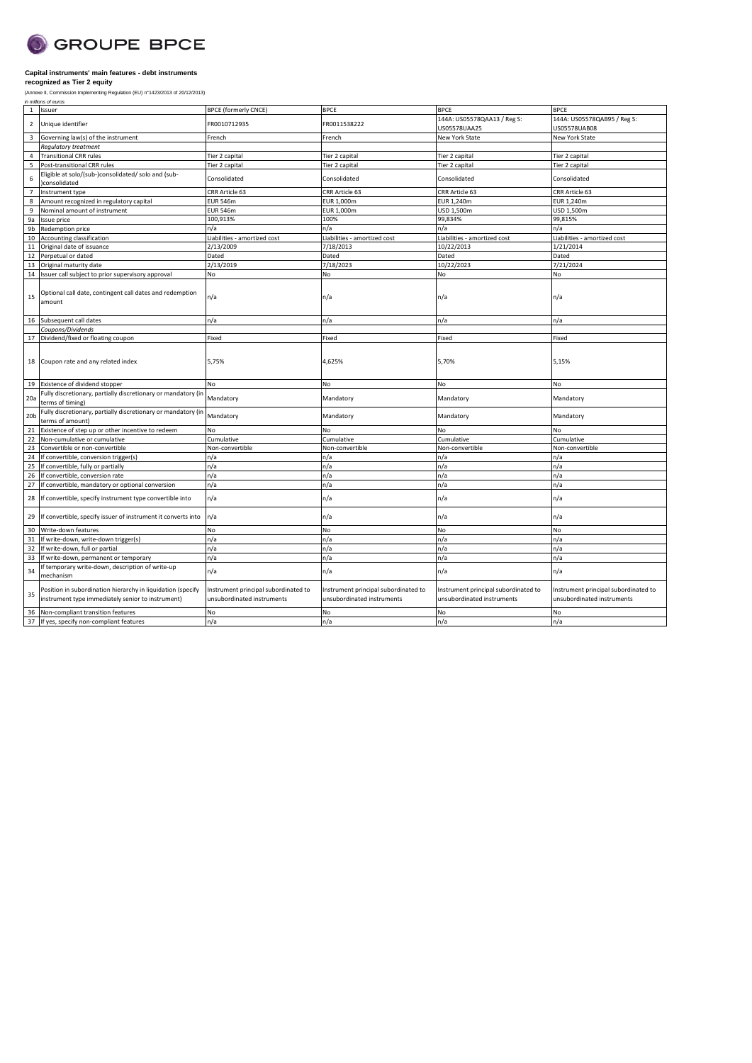GROUPE BPCE

**Capital instruments' main features - debt instruments recognized as Tier 2 equity**

(Annexe II, Commission Implementing Regulation (EU) n°1423/2013 of 20/12/2013)

*in millions of euros*

| | | | | | |
|---|---|---|---|---|---|
| 1 | Issuer | BPCE (formerly CNCE) | BPCE | BPCE | BPCE |
| 2 | Unique identifier | FR0010712935 | FR0011538222 | 144A: US05578QAA13 / Reg S: US05578UAA25 | 144A: US05578QAB95 / Reg S: US05578UAB08 |
| 3 | Governing law(s) of the instrument | French | French | New York State | New York State |
| | *Regulatory treatment* | | | | |
| 4 | Transitional CRR rules | Tier 2 capital | Tier 2 capital | Tier 2 capital | Tier 2 capital |
| 5 | Post-transitional CRR rules | Tier 2 capital | Tier 2 capital | Tier 2 capital | Tier 2 capital |
| 6 | Eligible at solo/(sub-)consolidated/ solo and (sub-)consolidated | Consolidated | Consolidated | Consolidated | Consolidated |
| 7 | Instrument type | CRR Article 63 | CRR Article 63 | CRR Article 63 | CRR Article 63 |
| 8 | Amount recognized in regulatory capital | EUR 546m | EUR 1,000m | EUR 1,240m | EUR 1,240m |
| 9 | Nominal amount of instrument | EUR 546m | EUR 1,000m | USD 1,500m | USD 1,500m |
| 9a | Issue price | 100,913% | 100% | 99,834% | 99,815% |
| 9b | Redemption price | n/a | n/a | n/a | n/a |
| 10 | Accounting classification | Liabilities - amortized cost | Liabilities - amortized cost | Liabilities - amortized cost | Liabilities - amortized cost |
| 11 | Original date of issuance | 2/13/2009 | 7/18/2013 | 10/22/2013 | 1/21/2014 |
| 12 | Perpetual or dated | Dated | Dated | Dated | Dated |
| 13 | Original maturity date | 2/13/2019 | 7/18/2023 | 10/22/2023 | 7/21/2024 |
| 14 | Issuer call subject to prior supervisory approval | No | No | No | No |
| 15 | Optional call date, contingent call dates and redemption amount | n/a | n/a | n/a | n/a |
| 16 | Subsequent call dates | n/a | n/a | n/a | n/a |
| | *Coupons/Dividends* | | | | |
| 17 | Dividend/fixed or floating coupon | Fixed | Fixed | Fixed | Fixed |
| 18 | Coupon rate and any related index | 5,75% | 4,625% | 5,70% | 5,15% |
| 19 | Existence of dividend stopper | No | No | No | No |
| 20a | Fully discretionary, partially discretionary or mandatory (in terms of timing) | Mandatory | Mandatory | Mandatory | Mandatory |
| 20b | Fully discretionary, partially discretionary or mandatory (in terms of amount) | Mandatory | Mandatory | Mandatory | Mandatory |
| 21 | Existence of step up or other incentive to redeem | No | No | No | No |
| 22 | Non-cumulative or cumulative | Cumulative | Cumulative | Cumulative | Cumulative |
| 23 | Convertible or non-convertible | Non-convertible | Non-convertible | Non-convertible | Non-convertible |
| 24 | If convertible, conversion trigger(s) | n/a | n/a | n/a | n/a |
| 25 | If convertible, fully or partially | n/a | n/a | n/a | n/a |
| 26 | If convertible, conversion rate | n/a | n/a | n/a | n/a |
| 27 | If convertible, mandatory or optional conversion | n/a | n/a | n/a | n/a |
| 28 | If convertible, specify instrument type convertible into | n/a | n/a | n/a | n/a |
| 29 | If convertible, specify issuer of instrument it converts into | n/a | n/a | n/a | n/a |
| 30 | Write-down features | No | No | No | No |
| 31 | If write-down, write-down trigger(s) | n/a | n/a | n/a | n/a |
| 32 | If write-down, full or partial | n/a | n/a | n/a | n/a |
| 33 | If write-down, permanent or temporary | n/a | n/a | n/a | n/a |
| 34 | If temporary write-down, description of write-up mechanism | n/a | n/a | n/a | n/a |
| 35 | Position in subordination hierarchy in liquidation (specify instrument type immediately senior to instrument) | Instrument principal subordinated to unsubordinated instruments | Instrument principal subordinated to unsubordinated instruments | Instrument principal subordinated to unsubordinated instruments | Instrument principal subordinated to unsubordinated instruments |
| 36 | Non-compliant transition features | No | No | No | No |
| 37 | If yes, specify non-compliant features | n/a | n/a | n/a | n/a |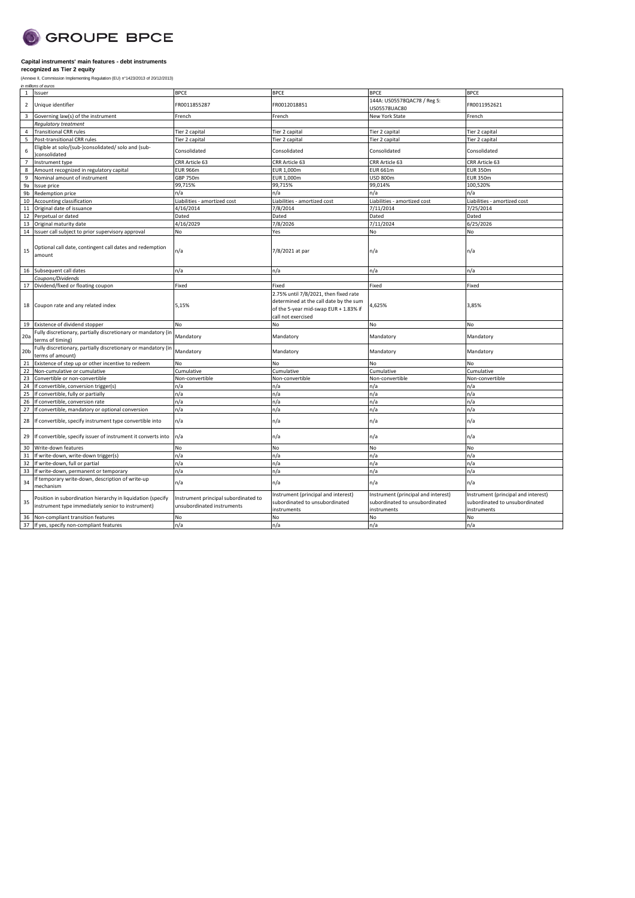GROUPE BPCE

**Capital instruments' main features - debt instruments recognized as Tier 2 equity**

(Annexe II, Commission Implementing Regulation (EU) n°1423/2013 of 20/12/2013)

*in millions of euros*

| | | | | | |
|---|---|---|---|---|---|
| 1 | Issuer | BPCE | BPCE | BPCE | BPCE |
| 2 | Unique identifier | FR0011855287 | FR0012018851 | 144A: US05578QAC78 / Reg S: US05578UAC80 | FR0011952621 |
| 3 | Governing law(s) of the instrument | French | French | New York State | French |
| | *Regulatory treatment* | | | | |
| 4 | Transitional CRR rules | Tier 2 capital | Tier 2 capital | Tier 2 capital | Tier 2 capital |
| 5 | Post-transitional CRR rules | Tier 2 capital | Tier 2 capital | Tier 2 capital | Tier 2 capital |
| 6 | Eligible at solo/(sub-)consolidated/ solo and (sub-)consolidated | Consolidated | Consolidated | Consolidated | Consolidated |
| 7 | Instrument type | CRR Article 63 | CRR Article 63 | CRR Article 63 | CRR Article 63 |
| 8 | Amount recognized in regulatory capital | EUR 966m | EUR 1,000m | EUR 661m | EUR 350m |
| 9 | Nominal amount of instrument | GBP 750m | EUR 1,000m | USD 800m | EUR 350m |
| 9a | Issue price | 99,715% | 99,715% | 99,014% | 100,520% |
| 9b | Redemption price | n/a | n/a | n/a | n/a |
| 10 | Accounting classification | Liabilities - amortized cost | Liabilities - amortized cost | Liabilities - amortized cost | Liabilities - amortized cost |
| 11 | Original date of issuance | 4/16/2014 | 7/8/2014 | 7/11/2014 | 7/25/2014 |
| 12 | Perpetual or dated | Dated | Dated | Dated | Dated |
| 13 | Original maturity date | 4/16/2029 | 7/8/2026 | 7/11/2024 | 6/25/2026 |
| 14 | Issuer call subject to prior supervisory approval | No | Yes | No | No |
| 15 | Optional call date, contingent call dates and redemption amount | n/a | 7/8/2021 at par | n/a | n/a |
| 16 | Subsequent call dates | n/a | n/a | n/a | n/a |
| | *Coupons/Dividends* | | | | |
| 17 | Dividend/fixed or floating coupon | Fixed | Fixed | Fixed | Fixed |
| 18 | Coupon rate and any related index | 5,15% | 2.75% until 7/8/2021, then fixed rate determined at the call date by the sum of the 5-year mid-swap EUR + 1.83% if call not exercised | 4,625% | 3,85% |
| 19 | Existence of dividend stopper | No | No | No | No |
| 20a | Fully discretionary, partially discretionary or mandatory (in terms of timing) | Mandatory | Mandatory | Mandatory | Mandatory |
| 20b | Fully discretionary, partially discretionary or mandatory (in terms of amount) | Mandatory | Mandatory | Mandatory | Mandatory |
| 21 | Existence of step up or other incentive to redeem | No | No | No | No |
| 22 | Non-cumulative or cumulative | Cumulative | Cumulative | Cumulative | Cumulative |
| 23 | Convertible or non-convertible | Non-convertible | Non-convertible | Non-convertible | Non-convertible |
| 24 | If convertible, conversion trigger(s) | n/a | n/a | n/a | n/a |
| 25 | If convertible, fully or partially | n/a | n/a | n/a | n/a |
| 26 | If convertible, conversion rate | n/a | n/a | n/a | n/a |
| 27 | If convertible, mandatory or optional conversion | n/a | n/a | n/a | n/a |
| 28 | If convertible, specify instrument type convertible into | n/a | n/a | n/a | n/a |
| 29 | If convertible, specify issuer of instrument it converts into | n/a | n/a | n/a | n/a |
| 30 | Write-down features | No | No | No | No |
| 31 | If write-down, write-down trigger(s) | n/a | n/a | n/a | n/a |
| 32 | If write-down, full or partial | n/a | n/a | n/a | n/a |
| 33 | If write-down, permanent or temporary | n/a | n/a | n/a | n/a |
| 34 | If temporary write-down, description of write-up mechanism | n/a | n/a | n/a | n/a |
| 35 | Position in subordination hierarchy in liquidation (specify instrument type immediately senior to instrument) | Instrument principal subordinated to unsubordinated instruments | Instrument (principal and interest) subordinated to unsubordinated instruments | Instrument (principal and interest) subordinated to unsubordinated instruments | Instrument (principal and interest) subordinated to unsubordinated instruments |
| 36 | Non-compliant transition features | No | No | No | No |
| 37 | If yes, specify non-compliant features | n/a | n/a | n/a | n/a |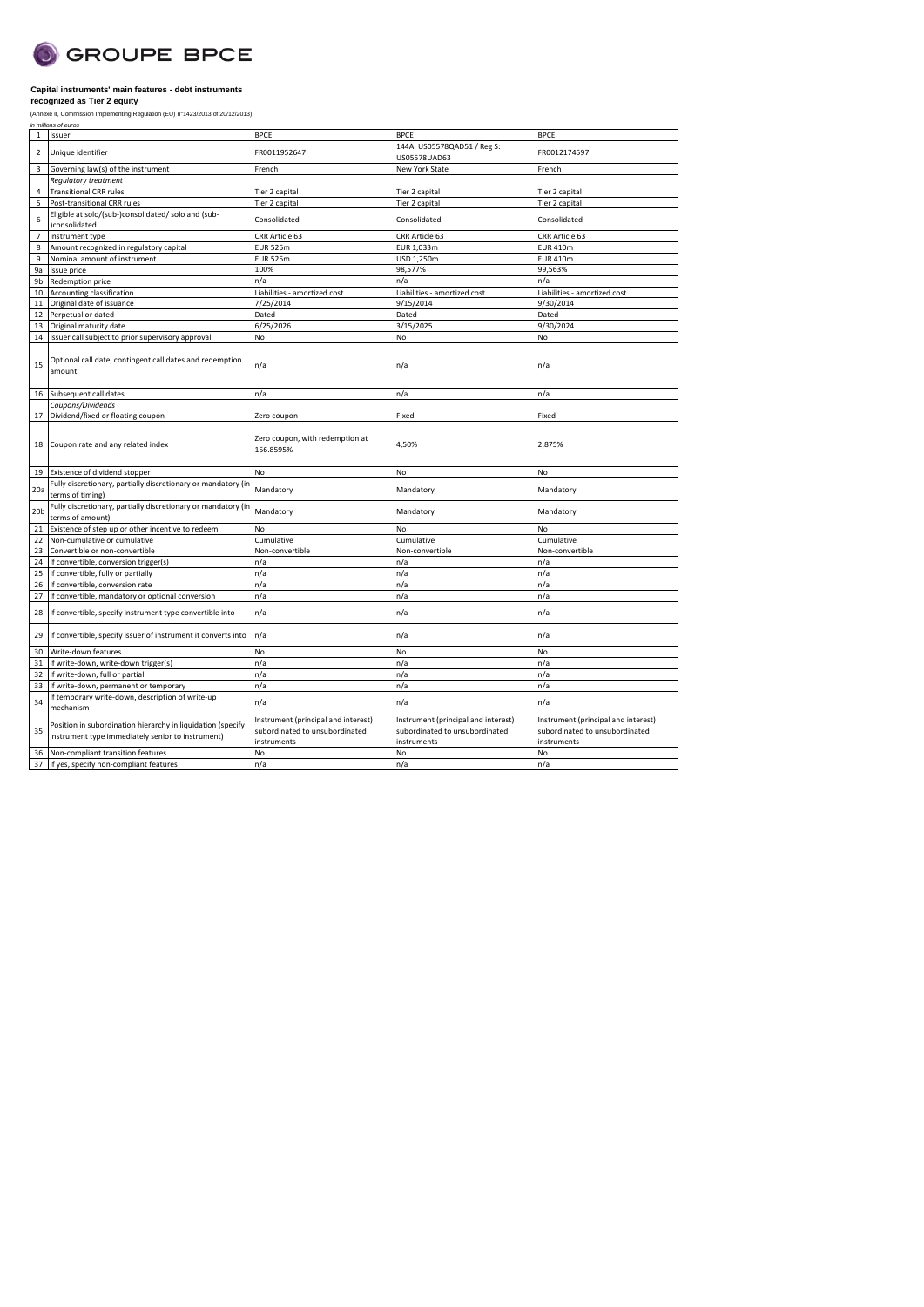GROUPE BPCE

**Capital instruments' main features - debt instruments recognized as Tier 2 equity**

(Annexe II, Commission Implementing Regulation (EU) n°1423/2013 of 20/12/2013)

*in millions of euros*

| | | | | |
|---|---|---|---|---|
| 1 | Issuer | BPCE | BPCE | BPCE |
| 2 | Unique identifier | FR0011952647 | 144A: US05578QAD51 / Reg S: US05578UAD63 | FR0012174597 |
| 3 | Governing law(s) of the instrument | French | New York State | French |
| | *Regulatory treatment* | | | |
| 4 | Transitional CRR rules | Tier 2 capital | Tier 2 capital | Tier 2 capital |
| 5 | Post-transitional CRR rules | Tier 2 capital | Tier 2 capital | Tier 2 capital |
| 6 | Eligible at solo/(sub-)consolidated/ solo and (sub-)consolidated | Consolidated | Consolidated | Consolidated |
| 7 | Instrument type | CRR Article 63 | CRR Article 63 | CRR Article 63 |
| 8 | Amount recognized in regulatory capital | EUR 525m | EUR 1,033m | EUR 410m |
| 9 | Nominal amount of instrument | EUR 525m | USD 1,250m | EUR 410m |
| 9a | Issue price | 100% | 98,577% | 99,563% |
| 9b | Redemption price | n/a | n/a | n/a |
| 10 | Accounting classification | Liabilities - amortized cost | Liabilities - amortized cost | Liabilities - amortized cost |
| 11 | Original date of issuance | 7/25/2014 | 9/15/2014 | 9/30/2014 |
| 12 | Perpetual or dated | Dated | Dated | Dated |
| 13 | Original maturity date | 6/25/2026 | 3/15/2025 | 9/30/2024 |
| 14 | Issuer call subject to prior supervisory approval | No | No | No |
| 15 | Optional call date, contingent call dates and redemption amount | n/a | n/a | n/a |
| 16 | Subsequent call dates | n/a | n/a | n/a |
| | *Coupons/Dividends* | | | |
| 17 | Dividend/fixed or floating coupon | Zero coupon | Fixed | Fixed |
| 18 | Coupon rate and any related index | Zero coupon, with redemption at 156.8595% | 4,50% | 2,875% |
| 19 | Existence of dividend stopper | No | No | No |
| 20a | Fully discretionary, partially discretionary or mandatory (in terms of timing) | Mandatory | Mandatory | Mandatory |
| 20b | Fully discretionary, partially discretionary or mandatory (in terms of amount) | Mandatory | Mandatory | Mandatory |
| 21 | Existence of step up or other incentive to redeem | No | No | No |
| 22 | Non-cumulative or cumulative | Cumulative | Cumulative | Cumulative |
| 23 | Convertible or non-convertible | Non-convertible | Non-convertible | Non-convertible |
| 24 | If convertible, conversion trigger(s) | n/a | n/a | n/a |
| 25 | If convertible, fully or partially | n/a | n/a | n/a |
| 26 | If convertible, conversion rate | n/a | n/a | n/a |
| 27 | If convertible, mandatory or optional conversion | n/a | n/a | n/a |
| 28 | If convertible, specify instrument type convertible into | n/a | n/a | n/a |
| 29 | If convertible, specify issuer of instrument it converts into | n/a | n/a | n/a |
| 30 | Write-down features | No | No | No |
| 31 | If write-down, write-down trigger(s) | n/a | n/a | n/a |
| 32 | If write-down, full or partial | n/a | n/a | n/a |
| 33 | If write-down, permanent or temporary | n/a | n/a | n/a |
| 34 | If temporary write-down, description of write-up mechanism | n/a | n/a | n/a |
| 35 | Position in subordination hierarchy in liquidation (specify instrument type immediately senior to instrument) | Instrument (principal and interest) subordinated to unsubordinated instruments | Instrument (principal and interest) subordinated to unsubordinated instruments | Instrument (principal and interest) subordinated to unsubordinated instruments |
| 36 | Non-compliant transition features | No | No | No |
| 37 | If yes, specify non-compliant features | n/a | n/a | n/a |